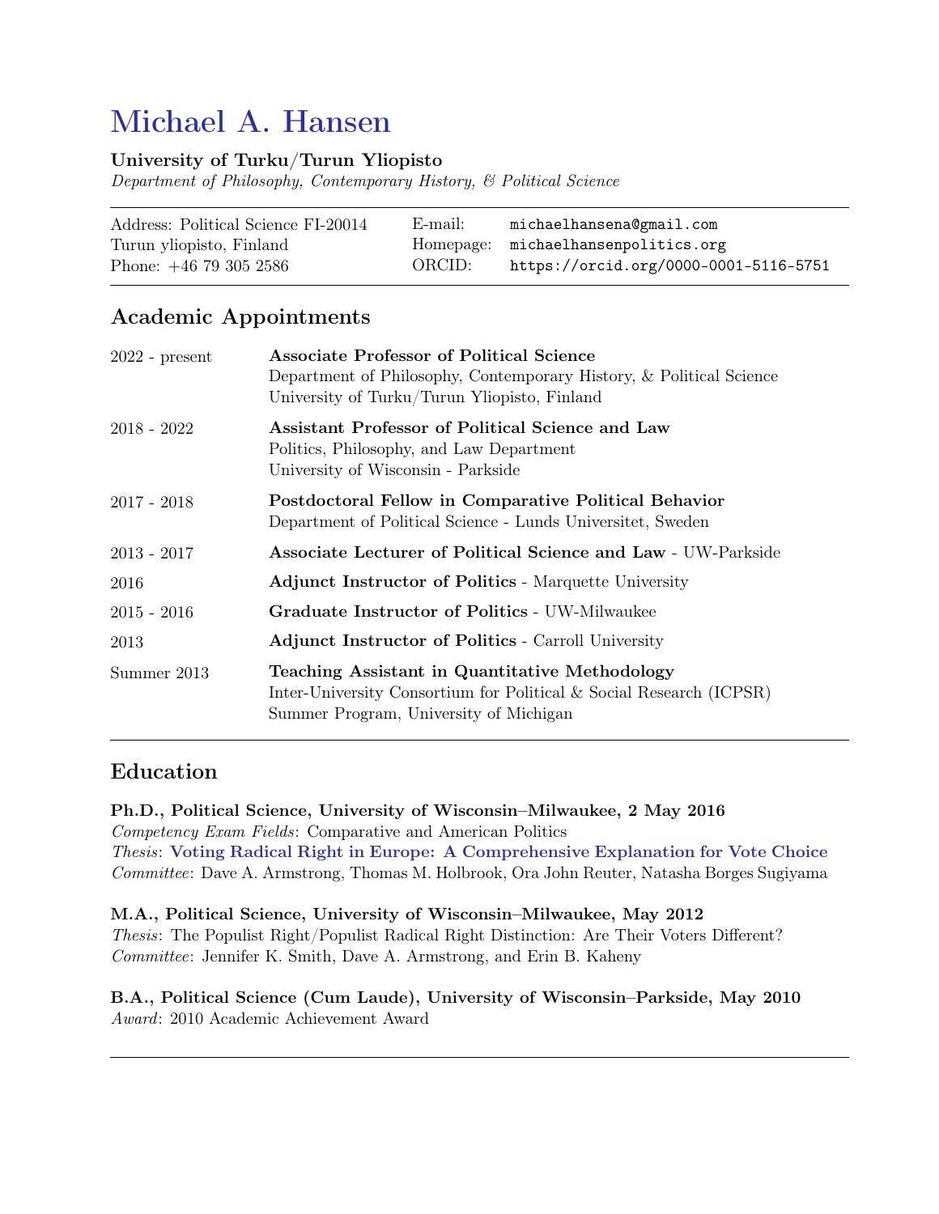# Michael A. Hansen

**University of Turku/Turun Yliopisto**
*Department of Philosophy, Contemporary History, & Political Science*

| | | |
|---|---|---|
| Address: Political Science FI-20014 | E-mail: | michaelhansena@gmail.com |
| Turun yliopisto, Finland | Homepage: | michaelhansenpolitics.org |
| Phone: +46 79 305 2586 | ORCID: | https://orcid.org/0000-0001-5116-5751 |

## Academic Appointments

| | |
|---|---|
| 2022 - present | **Associate Professor of Political Science**<br>Department of Philosophy, Contemporary History, & Political Science<br>University of Turku/Turun Yliopisto, Finland |
| 2018 - 2022 | **Assistant Professor of Political Science and Law**<br>Politics, Philosophy, and Law Department<br>University of Wisconsin - Parkside |
| 2017 - 2018 | **Postdoctoral Fellow in Comparative Political Behavior**<br>Department of Political Science - Lunds Universitet, Sweden |
| 2013 - 2017 | **Associate Lecturer of Political Science and Law** - UW-Parkside |
| 2016 | **Adjunct Instructor of Politics** - Marquette University |
| 2015 - 2016 | **Graduate Instructor of Politics** - UW-Milwaukee |
| 2013 | **Adjunct Instructor of Politics** - Carroll University |
| Summer 2013 | **Teaching Assistant in Quantitative Methodology**<br>Inter-University Consortium for Political & Social Research (ICPSR)<br>Summer Program, University of Michigan |

## Education

**Ph.D., Political Science, University of Wisconsin–Milwaukee, 2 May 2016**
*Competency Exam Fields*: Comparative and American Politics
*Thesis*: **Voting Radical Right in Europe: A Comprehensive Explanation for Vote Choice**
*Committee*: Dave A. Armstrong, Thomas M. Holbrook, Ora John Reuter, Natasha Borges Sugiyama

**M.A., Political Science, University of Wisconsin–Milwaukee, May 2012**
*Thesis*: The Populist Right/Populist Radical Right Distinction: Are Their Voters Different?
*Committee*: Jennifer K. Smith, Dave A. Armstrong, and Erin B. Kaheny

**B.A., Political Science (Cum Laude), University of Wisconsin–Parkside, May 2010**
*Award*: 2010 Academic Achievement Award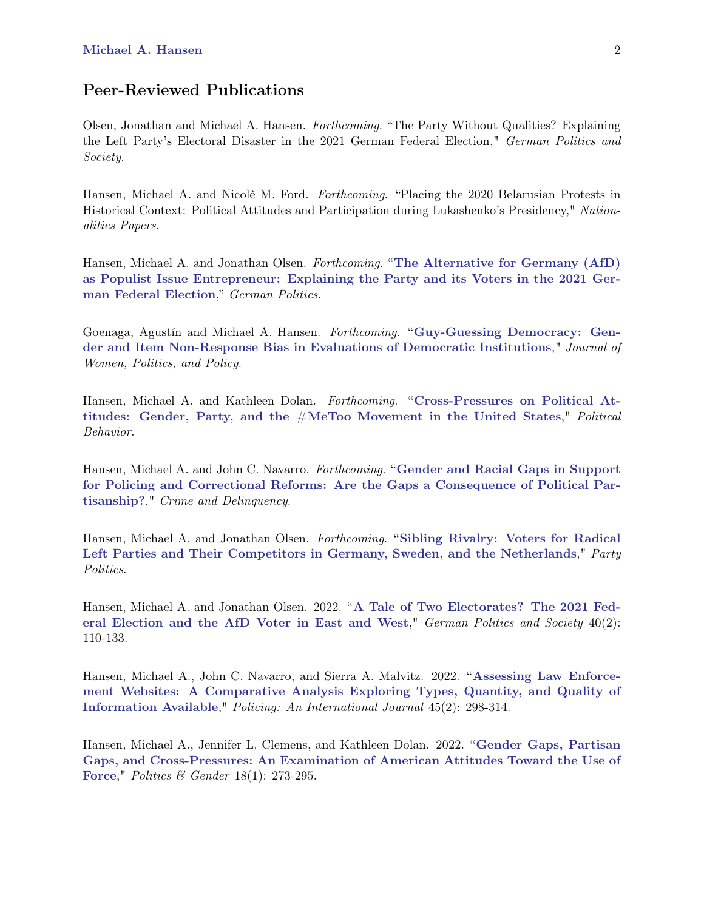## Peer-Reviewed Publications

Olsen, Jonathan and Michael A. Hansen. *Forthcoming*. "The Party Without Qualities? Explaining the Left Party's Electoral Disaster in the 2021 German Federal Election," *German Politics and Society*.

Hansen, Michael A. and Nicolè M. Ford. *Forthcoming*. "Placing the 2020 Belarusian Protests in Historical Context: Political Attitudes and Participation during Lukashenko's Presidency," *Nationalities Papers*.

Hansen, Michael A. and Jonathan Olsen. *Forthcoming*. "**The Alternative for Germany (AfD) as Populist Issue Entrepreneur: Explaining the Party and its Voters in the 2021 German Federal Election**," *German Politics*.

Goenaga, Agustín and Michael A. Hansen. *Forthcoming*. "**Guy-Guessing Democracy: Gender and Item Non-Response Bias in Evaluations of Democratic Institutions**," *Journal of Women, Politics, and Policy*.

Hansen, Michael A. and Kathleen Dolan. *Forthcoming*. "**Cross-Pressures on Political Attitudes: Gender, Party, and the #MeToo Movement in the United States**," *Political Behavior*.

Hansen, Michael A. and John C. Navarro. *Forthcoming*. "**Gender and Racial Gaps in Support for Policing and Correctional Reforms: Are the Gaps a Consequence of Political Partisanship?**," *Crime and Delinquency*.

Hansen, Michael A. and Jonathan Olsen. *Forthcoming*. "**Sibling Rivalry: Voters for Radical Left Parties and Their Competitors in Germany, Sweden, and the Netherlands**," *Party Politics*.

Hansen, Michael A. and Jonathan Olsen. 2022. "**A Tale of Two Electorates? The 2021 Federal Election and the AfD Voter in East and West**," *German Politics and Society* 40(2): 110-133.

Hansen, Michael A., John C. Navarro, and Sierra A. Malvitz. 2022. "**Assessing Law Enforcement Websites: A Comparative Analysis Exploring Types, Quantity, and Quality of Information Available**," *Policing: An International Journal* 45(2): 298-314.

Hansen, Michael A., Jennifer L. Clemens, and Kathleen Dolan. 2022. "**Gender Gaps, Partisan Gaps, and Cross-Pressures: An Examination of American Attitudes Toward the Use of Force**," *Politics & Gender* 18(1): 273-295.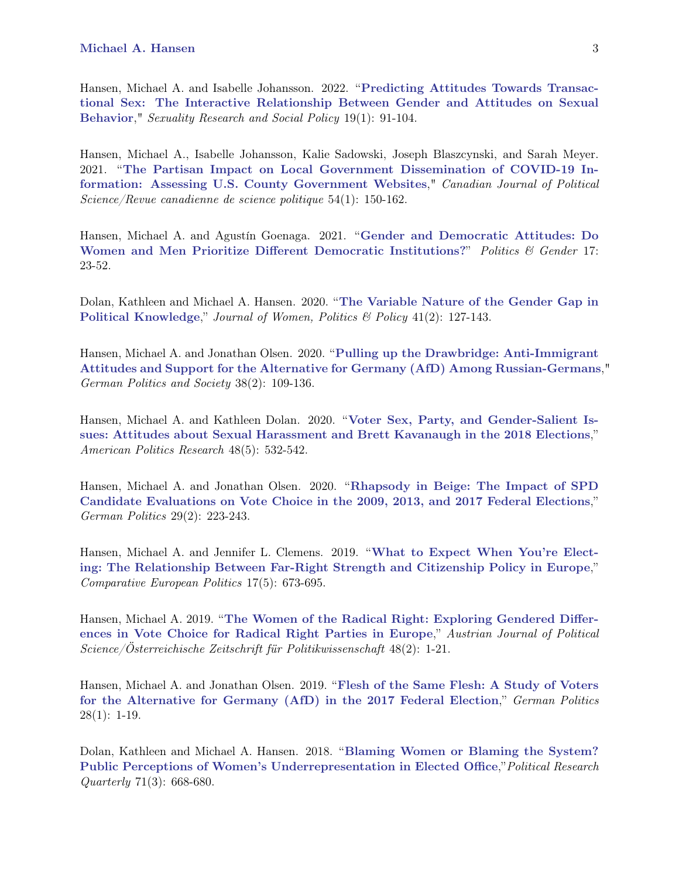Hansen, Michael A. and Isabelle Johansson. 2022. "**Predicting Attitudes Towards Transactional Sex: The Interactive Relationship Between Gender and Attitudes on Sexual Behavior**," *Sexuality Research and Social Policy* 19(1): 91-104.

Hansen, Michael A., Isabelle Johansson, Kalie Sadowski, Joseph Blaszcynski, and Sarah Meyer. 2021. "**The Partisan Impact on Local Government Dissemination of COVID-19 Information: Assessing U.S. County Government Websites**," *Canadian Journal of Political Science/Revue canadienne de science politique* 54(1): 150-162.

Hansen, Michael A. and Agustín Goenaga. 2021. "**Gender and Democratic Attitudes: Do Women and Men Prioritize Different Democratic Institutions?**" *Politics & Gender* 17: 23-52.

Dolan, Kathleen and Michael A. Hansen. 2020. "**The Variable Nature of the Gender Gap in Political Knowledge**," *Journal of Women, Politics & Policy* 41(2): 127-143.

Hansen, Michael A. and Jonathan Olsen. 2020. "**Pulling up the Drawbridge: Anti-Immigrant Attitudes and Support for the Alternative for Germany (AfD) Among Russian-Germans**," *German Politics and Society* 38(2): 109-136.

Hansen, Michael A. and Kathleen Dolan. 2020. "**Voter Sex, Party, and Gender-Salient Issues: Attitudes about Sexual Harassment and Brett Kavanaugh in the 2018 Elections**," *American Politics Research* 48(5): 532-542.

Hansen, Michael A. and Jonathan Olsen. 2020. "**Rhapsody in Beige: The Impact of SPD Candidate Evaluations on Vote Choice in the 2009, 2013, and 2017 Federal Elections**," *German Politics* 29(2): 223-243.

Hansen, Michael A. and Jennifer L. Clemens. 2019. "**What to Expect When You're Electing: The Relationship Between Far-Right Strength and Citizenship Policy in Europe**," *Comparative European Politics* 17(5): 673-695.

Hansen, Michael A. 2019. "**The Women of the Radical Right: Exploring Gendered Differences in Vote Choice for Radical Right Parties in Europe**," *Austrian Journal of Political Science/Österreichische Zeitschrift für Politikwissenschaft* 48(2): 1-21.

Hansen, Michael A. and Jonathan Olsen. 2019. "**Flesh of the Same Flesh: A Study of Voters for the Alternative for Germany (AfD) in the 2017 Federal Election**," *German Politics* 28(1): 1-19.

Dolan, Kathleen and Michael A. Hansen. 2018. "**Blaming Women or Blaming the System? Public Perceptions of Women's Underrepresentation in Elected Office**," *Political Research Quarterly* 71(3): 668-680.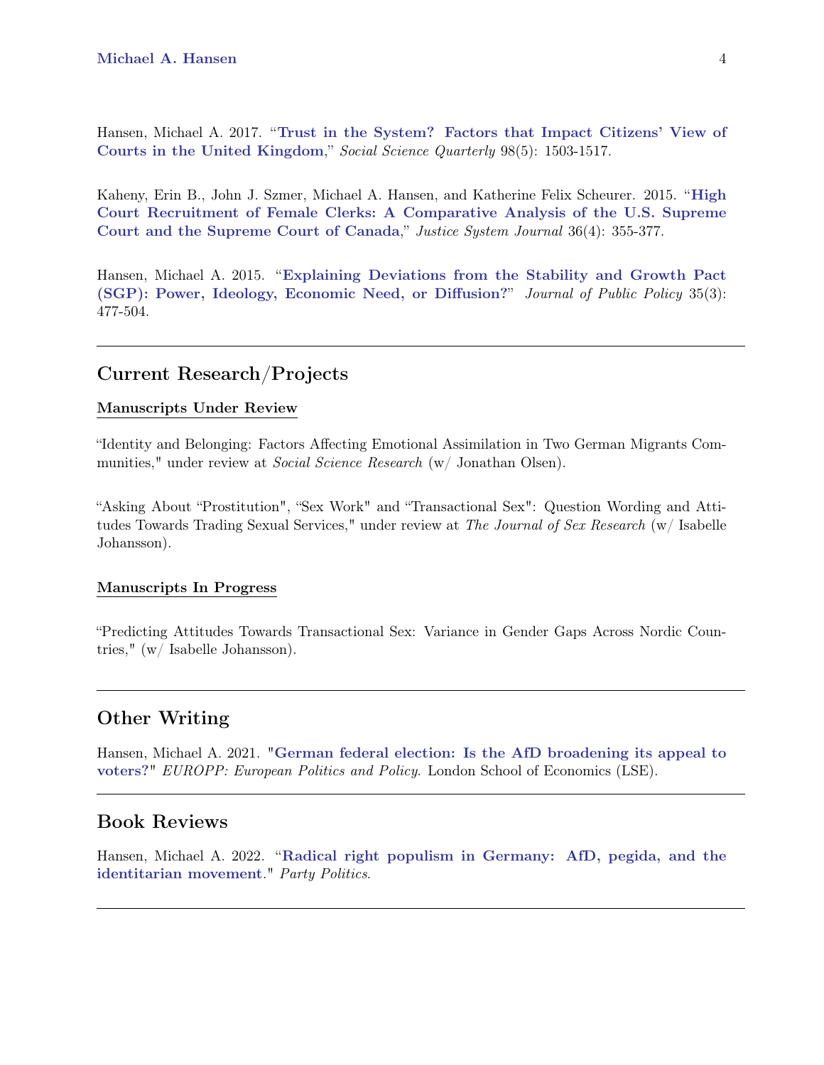Hansen, Michael A. 2017. "**Trust in the System? Factors that Impact Citizens' View of Courts in the United Kingdom**," *Social Science Quarterly* 98(5): 1503-1517.

Kaheny, Erin B., John J. Szmer, Michael A. Hansen, and Katherine Felix Scheurer. 2015. "**High Court Recruitment of Female Clerks: A Comparative Analysis of the U.S. Supreme Court and the Supreme Court of Canada**," *Justice System Journal* 36(4): 355-377.

Hansen, Michael A. 2015. "**Explaining Deviations from the Stability and Growth Pact (SGP): Power, Ideology, Economic Need, or Diffusion?**" *Journal of Public Policy* 35(3): 477-504.

---

## Current Research/Projects

### Manuscripts Under Review

"Identity and Belonging: Factors Affecting Emotional Assimilation in Two German Migrants Communities," under review at *Social Science Research* (w/ Jonathan Olsen).

"Asking About "Prostitution", "Sex Work" and "Transactional Sex": Question Wording and Attitudes Towards Trading Sexual Services," under review at *The Journal of Sex Research* (w/ Isabelle Johansson).

### Manuscripts In Progress

"Predicting Attitudes Towards Transactional Sex: Variance in Gender Gaps Across Nordic Countries," (w/ Isabelle Johansson).

---

## Other Writing

Hansen, Michael A. 2021. "**German federal election: Is the AfD broadening its appeal to voters?**" *EUROPP: European Politics and Policy*. London School of Economics (LSE).

---

## Book Reviews

Hansen, Michael A. 2022. "**Radical right populism in Germany: AfD, pegida, and the identitarian movement**." *Party Politics*.

---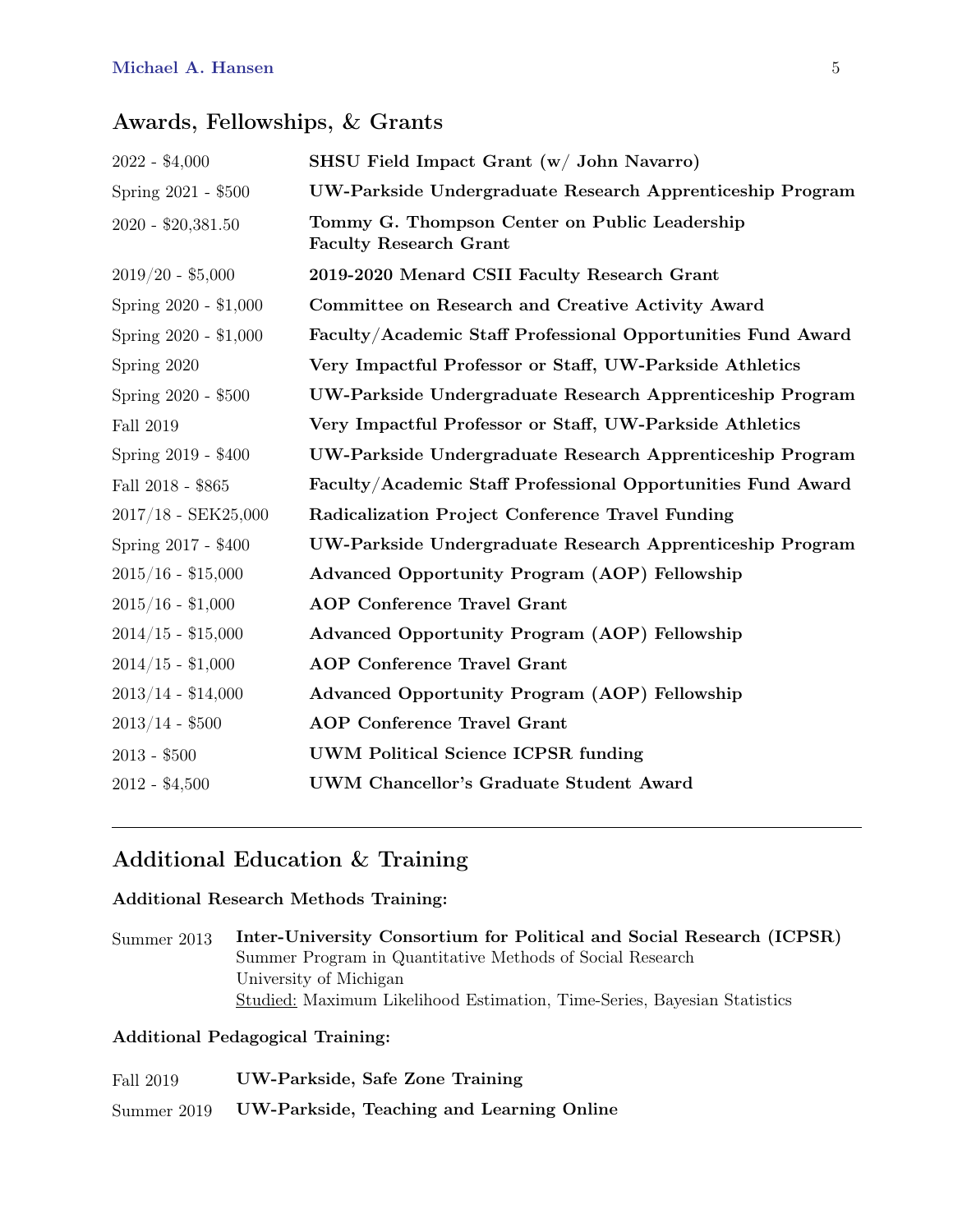## Awards, Fellowships, & Grants

| | |
|---|---|
| 2022 - $4,000 | **SHSU Field Impact Grant (w/ John Navarro)** |
| Spring 2021 - $500 | **UW-Parkside Undergraduate Research Apprenticeship Program** |
| 2020 - $20,381.50 | **Tommy G. Thompson Center on Public Leadership Faculty Research Grant** |
| 2019/20 - $5,000 | **2019-2020 Menard CSII Faculty Research Grant** |
| Spring 2020 - $1,000 | **Committee on Research and Creative Activity Award** |
| Spring 2020 - $1,000 | **Faculty/Academic Staff Professional Opportunities Fund Award** |
| Spring 2020 | **Very Impactful Professor or Staff, UW-Parkside Athletics** |
| Spring 2020 - $500 | **UW-Parkside Undergraduate Research Apprenticeship Program** |
| Fall 2019 | **Very Impactful Professor or Staff, UW-Parkside Athletics** |
| Spring 2019 - $400 | **UW-Parkside Undergraduate Research Apprenticeship Program** |
| Fall 2018 - $865 | **Faculty/Academic Staff Professional Opportunities Fund Award** |
| 2017/18 - SEK25,000 | **Radicalization Project Conference Travel Funding** |
| Spring 2017 - $400 | **UW-Parkside Undergraduate Research Apprenticeship Program** |
| 2015/16 - $15,000 | **Advanced Opportunity Program (AOP) Fellowship** |
| 2015/16 - $1,000 | **AOP Conference Travel Grant** |
| 2014/15 - $15,000 | **Advanced Opportunity Program (AOP) Fellowship** |
| 2014/15 - $1,000 | **AOP Conference Travel Grant** |
| 2013/14 - $14,000 | **Advanced Opportunity Program (AOP) Fellowship** |
| 2013/14 - $500 | **AOP Conference Travel Grant** |
| 2013 - $500 | **UWM Political Science ICPSR funding** |
| 2012 - $4,500 | **UWM Chancellor's Graduate Student Award** |

---

## Additional Education & Training

**Additional Research Methods Training:**

Summer 2013 — **Inter-University Consortium for Political and Social Research (ICPSR)**
Summer Program in Quantitative Methods of Social Research
University of Michigan
Studied: Maximum Likelihood Estimation, Time-Series, Bayesian Statistics

**Additional Pedagogical Training:**

Fall 2019 — **UW-Parkside, Safe Zone Training**

Summer 2019 — **UW-Parkside, Teaching and Learning Online**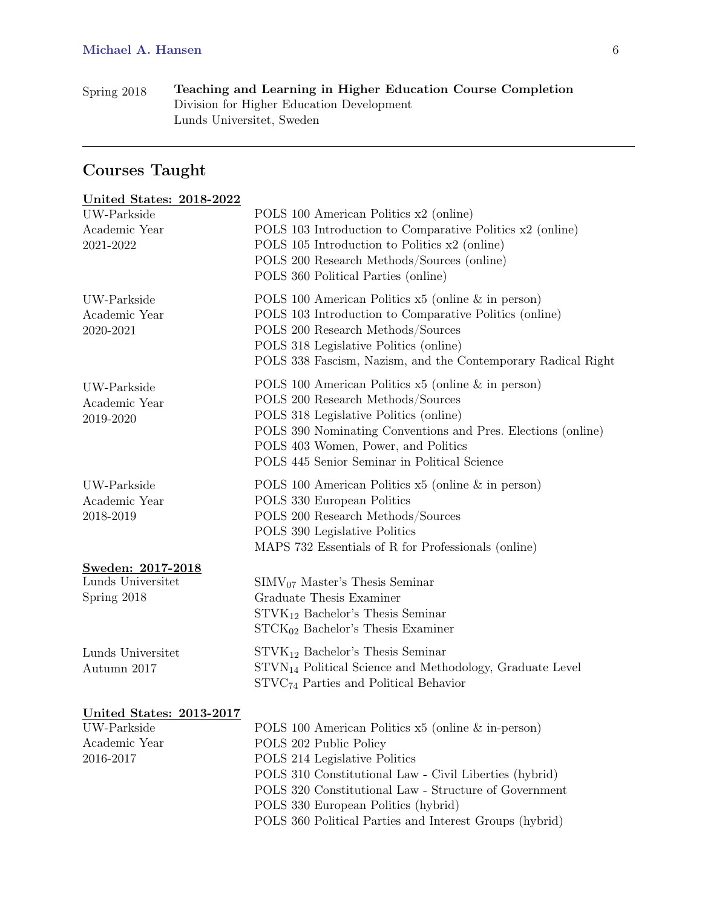Spring 2018 — **Teaching and Learning in Higher Education Course Completion**
Division for Higher Education Development
Lunds Universitet, Sweden

---

## Courses Taught

**United States: 2018-2022**

UW-Parkside Academic Year 2021-2022
- POLS 100 American Politics x2 (online)
- POLS 103 Introduction to Comparative Politics x2 (online)
- POLS 105 Introduction to Politics x2 (online)
- POLS 200 Research Methods/Sources (online)
- POLS 360 Political Parties (online)

UW-Parkside Academic Year 2020-2021
- POLS 100 American Politics x5 (online & in person)
- POLS 103 Introduction to Comparative Politics (online)
- POLS 200 Research Methods/Sources
- POLS 318 Legislative Politics (online)
- POLS 338 Fascism, Nazism, and the Contemporary Radical Right

UW-Parkside Academic Year 2019-2020
- POLS 100 American Politics x5 (online & in person)
- POLS 200 Research Methods/Sources
- POLS 318 Legislative Politics (online)
- POLS 390 Nominating Conventions and Pres. Elections (online)
- POLS 403 Women, Power, and Politics
- POLS 445 Senior Seminar in Political Science

UW-Parkside Academic Year 2018-2019
- POLS 100 American Politics x5 (online & in person)
- POLS 330 European Politics
- POLS 200 Research Methods/Sources
- POLS 390 Legislative Politics
- MAPS 732 Essentials of R for Professionals (online)

**Sweden: 2017-2018**

Lunds Universitet Spring 2018
- $SIMV_{07}$ Master's Thesis Seminar
- Graduate Thesis Examiner
- $STVK_{12}$ Bachelor's Thesis Seminar
- $STCK_{02}$ Bachelor's Thesis Examiner

Lunds Universitet Autumn 2017
- $STVK_{12}$ Bachelor's Thesis Seminar
- $STVN_{14}$ Political Science and Methodology, Graduate Level
- $STVC_{74}$ Parties and Political Behavior

**United States: 2013-2017**

UW-Parkside Academic Year 2016-2017
- POLS 100 American Politics x5 (online & in-person)
- POLS 202 Public Policy
- POLS 214 Legislative Politics
- POLS 310 Constitutional Law - Civil Liberties (hybrid)
- POLS 320 Constitutional Law - Structure of Government
- POLS 330 European Politics (hybrid)
- POLS 360 Political Parties and Interest Groups (hybrid)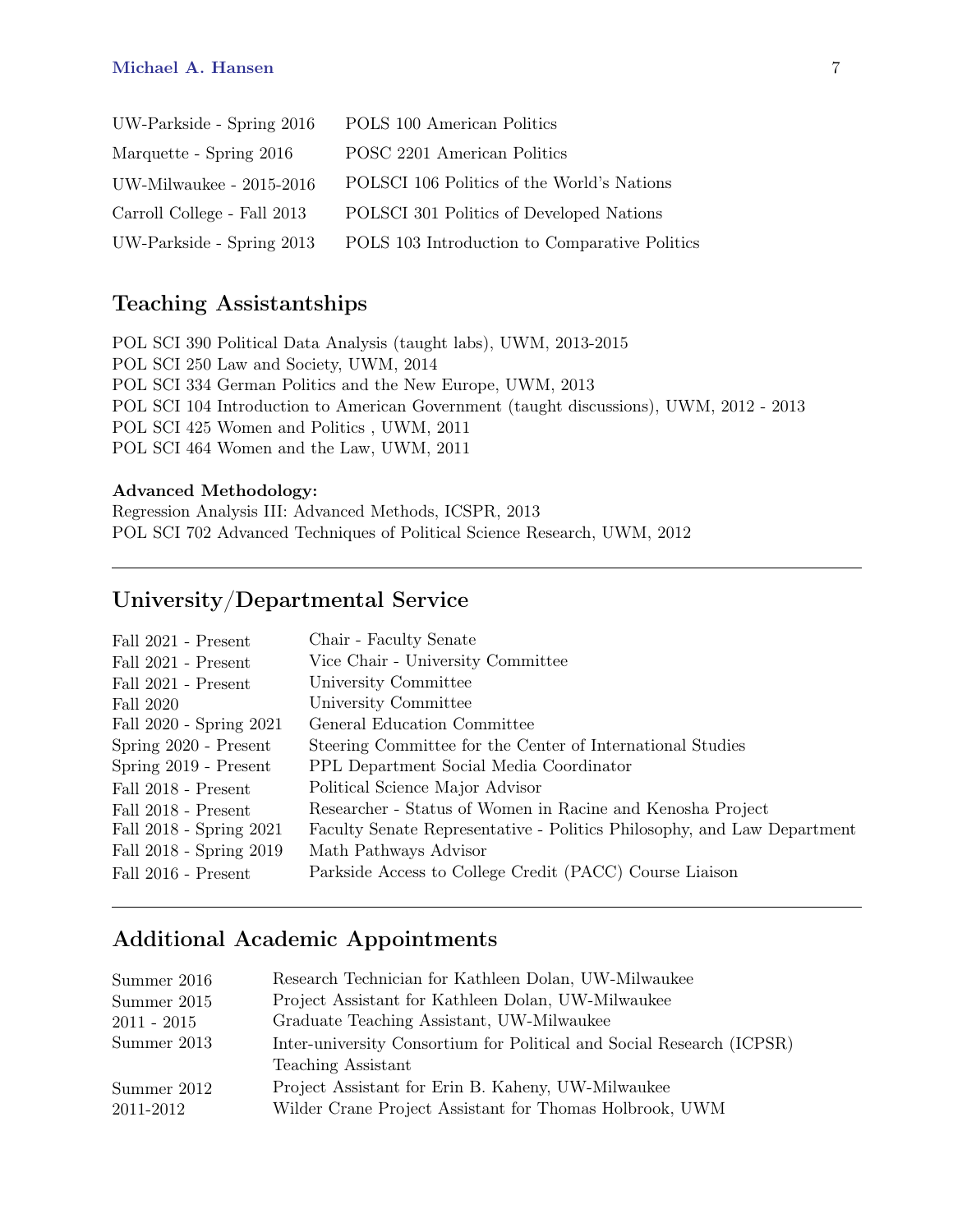| | |
|---|---|
| UW-Parkside - Spring 2016 | POLS 100 American Politics |
| Marquette - Spring 2016 | POSC 2201 American Politics |
| UW-Milwaukee - 2015-2016 | POLSCI 106 Politics of the World's Nations |
| Carroll College - Fall 2013 | POLSCI 301 Politics of Developed Nations |
| UW-Parkside - Spring 2013 | POLS 103 Introduction to Comparative Politics |

## Teaching Assistantships

POL SCI 390 Political Data Analysis (taught labs), UWM, 2013-2015
POL SCI 250 Law and Society, UWM, 2014
POL SCI 334 German Politics and the New Europe, UWM, 2013
POL SCI 104 Introduction to American Government (taught discussions), UWM, 2012 - 2013
POL SCI 425 Women and Politics , UWM, 2011
POL SCI 464 Women and the Law, UWM, 2011

**Advanced Methodology:**
Regression Analysis III: Advanced Methods, ICSPR, 2013
POL SCI 702 Advanced Techniques of Political Science Research, UWM, 2012

---

## University/Departmental Service

| | |
|---|---|
| Fall 2021 - Present | Chair - Faculty Senate |
| Fall 2021 - Present | Vice Chair - University Committee |
| Fall 2021 - Present | University Committee |
| Fall 2020 | University Committee |
| Fall 2020 - Spring 2021 | General Education Committee |
| Spring 2020 - Present | Steering Committee for the Center of International Studies |
| Spring 2019 - Present | PPL Department Social Media Coordinator |
| Fall 2018 - Present | Political Science Major Advisor |
| Fall 2018 - Present | Researcher - Status of Women in Racine and Kenosha Project |
| Fall 2018 - Spring 2021 | Faculty Senate Representative - Politics Philosophy, and Law Department |
| Fall 2018 - Spring 2019 | Math Pathways Advisor |
| Fall 2016 - Present | Parkside Access to College Credit (PACC) Course Liaison |

---

## Additional Academic Appointments

| | |
|---|---|
| Summer 2016 | Research Technician for Kathleen Dolan, UW-Milwaukee |
| Summer 2015 | Project Assistant for Kathleen Dolan, UW-Milwaukee |
| 2011 - 2015 | Graduate Teaching Assistant, UW-Milwaukee |
| Summer 2013 | Inter-university Consortium for Political and Social Research (ICPSR) Teaching Assistant |
| Summer 2012 | Project Assistant for Erin B. Kaheny, UW-Milwaukee |
| 2011-2012 | Wilder Crane Project Assistant for Thomas Holbrook, UWM |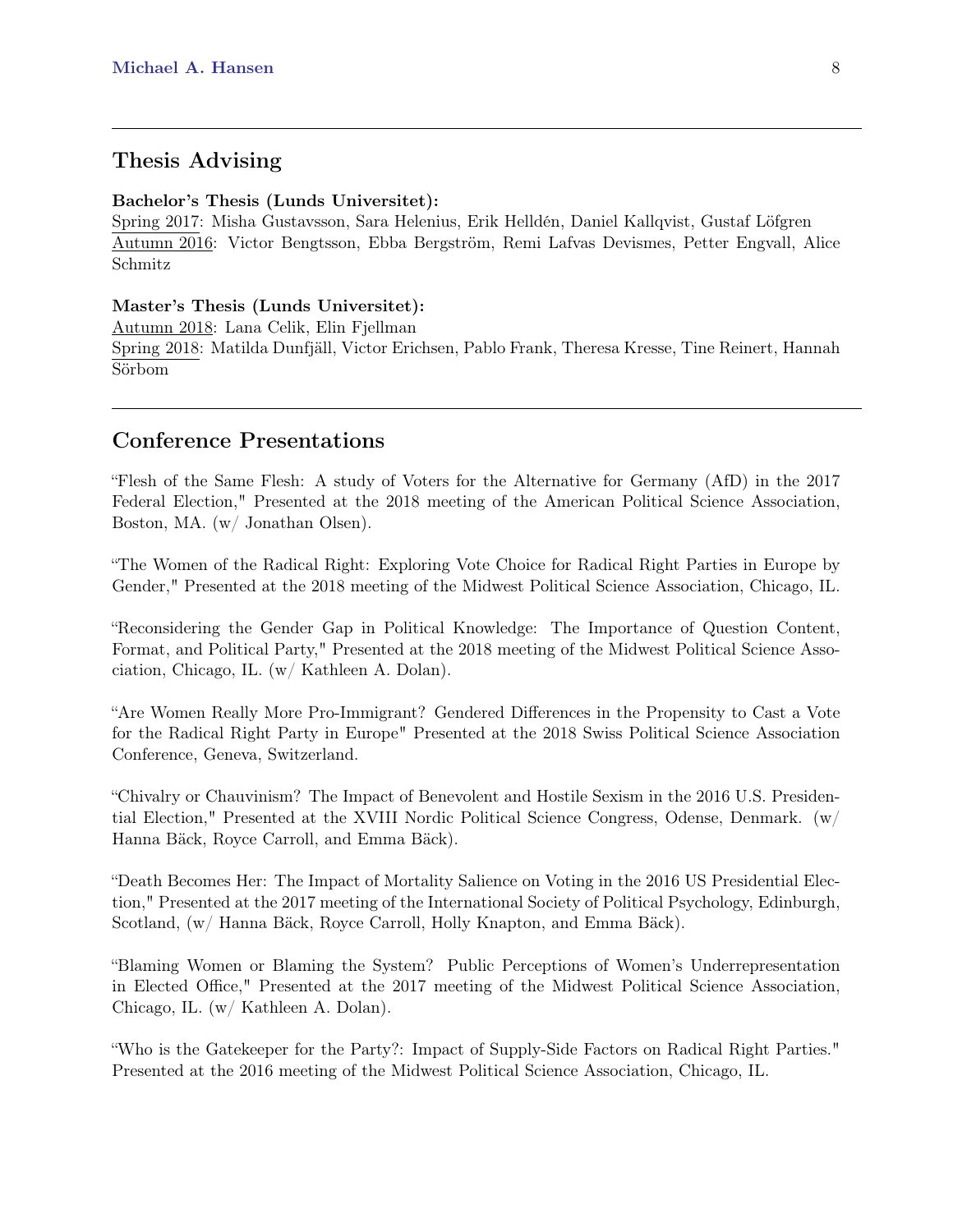## Thesis Advising

**Bachelor's Thesis (Lunds Universitet):**

Spring 2017: Misha Gustavsson, Sara Helenius, Erik Helldén, Daniel Kallqvist, Gustaf Löfgren
Autumn 2016: Victor Bengtsson, Ebba Bergström, Remi Lafvas Devismes, Petter Engvall, Alice Schmitz

**Master's Thesis (Lunds Universitet):**

Autumn 2018: Lana Celik, Elin Fjellman
Spring 2018: Matilda Dunfjäll, Victor Erichsen, Pablo Frank, Theresa Kresse, Tine Reinert, Hannah Sörbom

## Conference Presentations

"Flesh of the Same Flesh: A study of Voters for the Alternative for Germany (AfD) in the 2017 Federal Election," Presented at the 2018 meeting of the American Political Science Association, Boston, MA. (w/ Jonathan Olsen).

"The Women of the Radical Right: Exploring Vote Choice for Radical Right Parties in Europe by Gender," Presented at the 2018 meeting of the Midwest Political Science Association, Chicago, IL.

"Reconsidering the Gender Gap in Political Knowledge: The Importance of Question Content, Format, and Political Party," Presented at the 2018 meeting of the Midwest Political Science Association, Chicago, IL. (w/ Kathleen A. Dolan).

"Are Women Really More Pro-Immigrant? Gendered Differences in the Propensity to Cast a Vote for the Radical Right Party in Europe" Presented at the 2018 Swiss Political Science Association Conference, Geneva, Switzerland.

"Chivalry or Chauvinism? The Impact of Benevolent and Hostile Sexism in the 2016 U.S. Presidential Election," Presented at the XVIII Nordic Political Science Congress, Odense, Denmark. (w/ Hanna Bäck, Royce Carroll, and Emma Bäck).

"Death Becomes Her: The Impact of Mortality Salience on Voting in the 2016 US Presidential Election," Presented at the 2017 meeting of the International Society of Political Psychology, Edinburgh, Scotland, (w/ Hanna Bäck, Royce Carroll, Holly Knapton, and Emma Bäck).

"Blaming Women or Blaming the System? Public Perceptions of Women's Underrepresentation in Elected Office," Presented at the 2017 meeting of the Midwest Political Science Association, Chicago, IL. (w/ Kathleen A. Dolan).

"Who is the Gatekeeper for the Party?: Impact of Supply-Side Factors on Radical Right Parties." Presented at the 2016 meeting of the Midwest Political Science Association, Chicago, IL.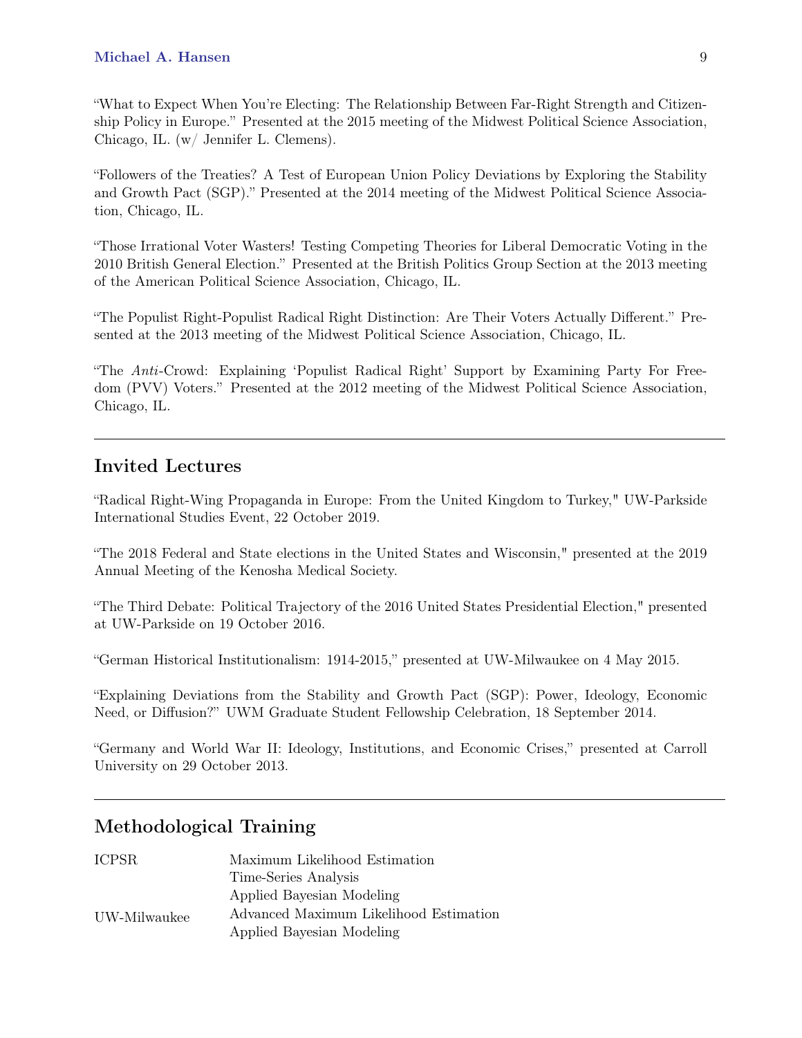"What to Expect When You're Electing: The Relationship Between Far-Right Strength and Citizenship Policy in Europe." Presented at the 2015 meeting of the Midwest Political Science Association, Chicago, IL. (w/ Jennifer L. Clemens).

"Followers of the Treaties? A Test of European Union Policy Deviations by Exploring the Stability and Growth Pact (SGP)." Presented at the 2014 meeting of the Midwest Political Science Association, Chicago, IL.

"Those Irrational Voter Wasters! Testing Competing Theories for Liberal Democratic Voting in the 2010 British General Election." Presented at the British Politics Group Section at the 2013 meeting of the American Political Science Association, Chicago, IL.

"The Populist Right-Populist Radical Right Distinction: Are Their Voters Actually Different." Presented at the 2013 meeting of the Midwest Political Science Association, Chicago, IL.

"The *Anti*-Crowd: Explaining 'Populist Radical Right' Support by Examining Party For Freedom (PVV) Voters." Presented at the 2012 meeting of the Midwest Political Science Association, Chicago, IL.

---

## Invited Lectures

"Radical Right-Wing Propaganda in Europe: From the United Kingdom to Turkey," UW-Parkside International Studies Event, 22 October 2019.

"The 2018 Federal and State elections in the United States and Wisconsin," presented at the 2019 Annual Meeting of the Kenosha Medical Society.

"The Third Debate: Political Trajectory of the 2016 United States Presidential Election," presented at UW-Parkside on 19 October 2016.

"German Historical Institutionalism: 1914-2015," presented at UW-Milwaukee on 4 May 2015.

"Explaining Deviations from the Stability and Growth Pact (SGP): Power, Ideology, Economic Need, or Diffusion?" UWM Graduate Student Fellowship Celebration, 18 September 2014.

"Germany and World War II: Ideology, Institutions, and Economic Crises," presented at Carroll University on 29 October 2013.

---

## Methodological Training

| | |
|---|---|
| ICPSR | Maximum Likelihood Estimation |
| | Time-Series Analysis |
| | Applied Bayesian Modeling |
| UW-Milwaukee | Advanced Maximum Likelihood Estimation |
| | Applied Bayesian Modeling |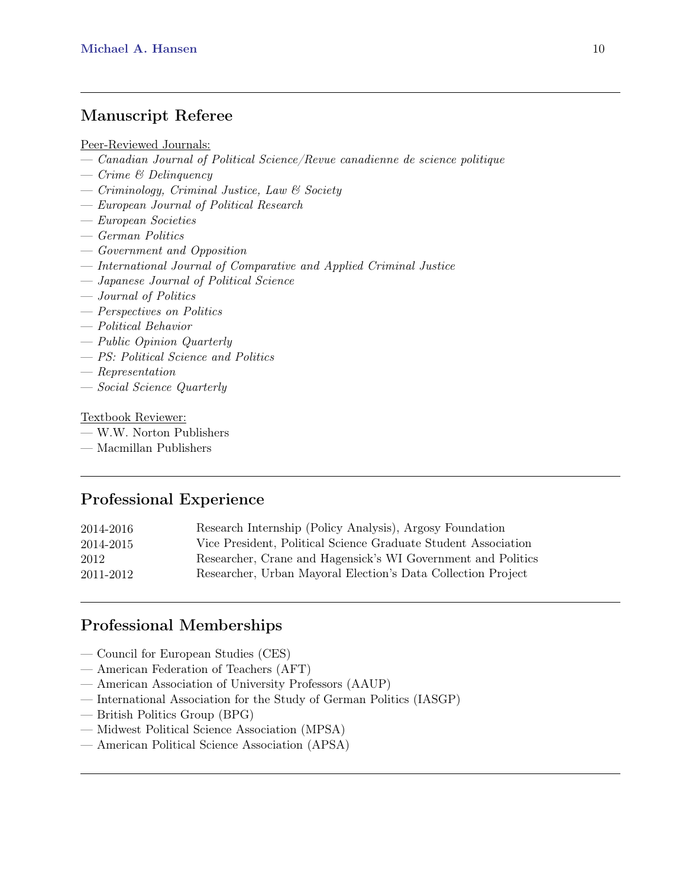## Manuscript Referee

Peer-Reviewed Journals:

— *Canadian Journal of Political Science/Revue canadienne de science politique*
— *Crime & Delinquency*
— *Criminology, Criminal Justice, Law & Society*
— *European Journal of Political Research*
— *European Societies*
— *German Politics*
— *Government and Opposition*
— *International Journal of Comparative and Applied Criminal Justice*
— *Japanese Journal of Political Science*
— *Journal of Politics*
— *Perspectives on Politics*
— *Political Behavior*
— *Public Opinion Quarterly*
— *PS: Political Science and Politics*
— *Representation*
— *Social Science Quarterly*

Textbook Reviewer:

— W.W. Norton Publishers
— Macmillan Publishers

## Professional Experience

| | |
|---|---|
| 2014-2016 | Research Internship (Policy Analysis), Argosy Foundation |
| 2014-2015 | Vice President, Political Science Graduate Student Association |
| 2012 | Researcher, Crane and Hagensick's WI Government and Politics |
| 2011-2012 | Researcher, Urban Mayoral Election's Data Collection Project |

## Professional Memberships

— Council for European Studies (CES)
— American Federation of Teachers (AFT)
— American Association of University Professors (AAUP)
— International Association for the Study of German Politics (IASGP)
— British Politics Group (BPG)
— Midwest Political Science Association (MPSA)
— American Political Science Association (APSA)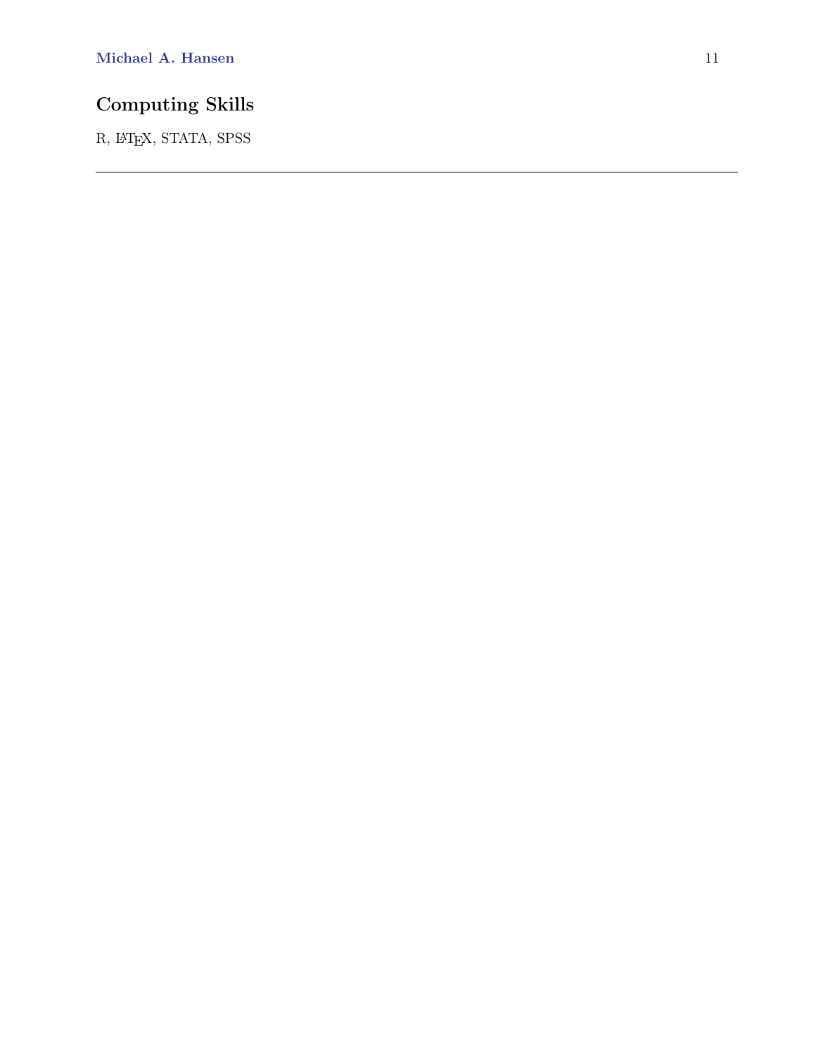## Computing Skills

R, LaTeX, STATA, SPSS

---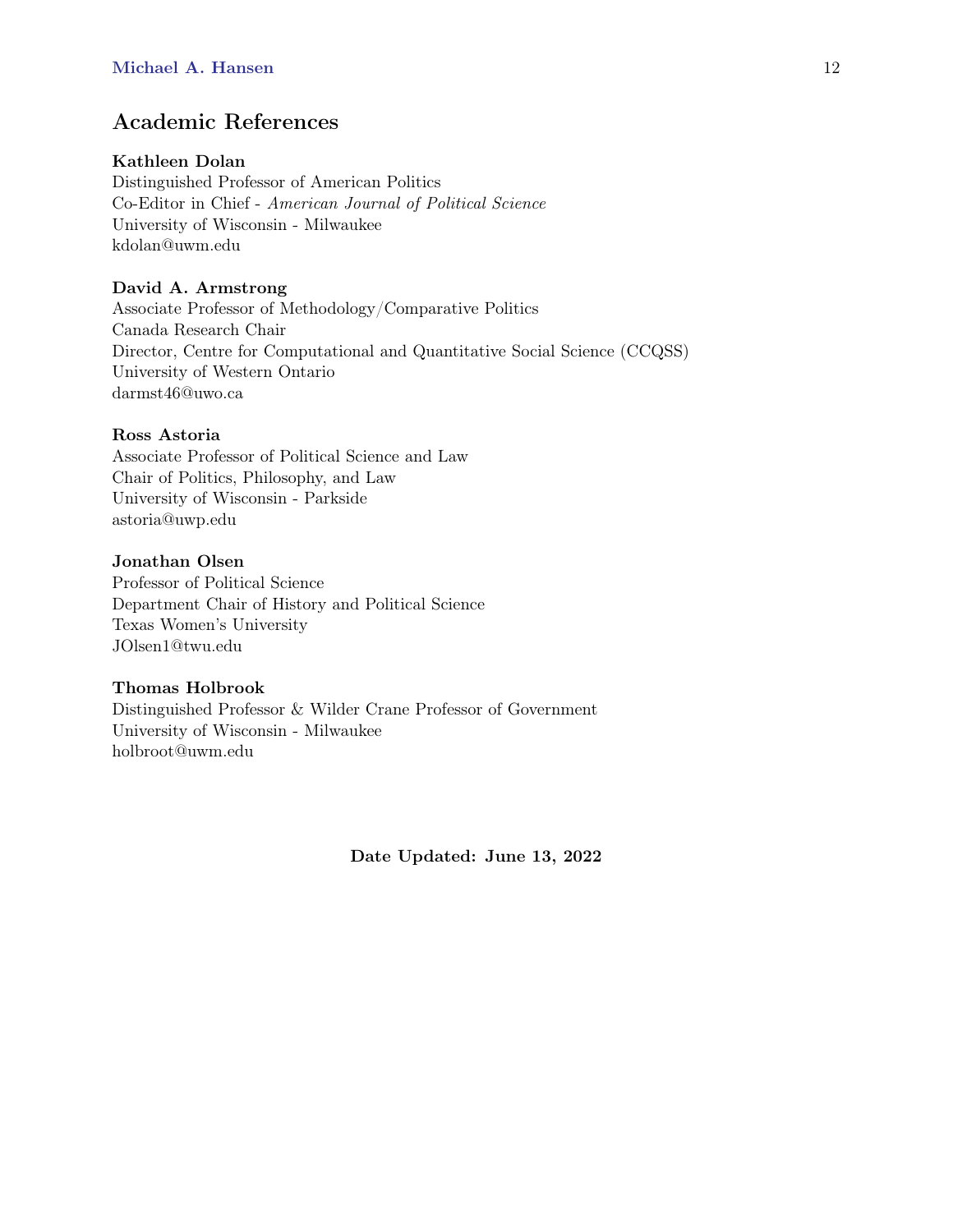## Academic References

**Kathleen Dolan**
Distinguished Professor of American Politics
Co-Editor in Chief - *American Journal of Political Science*
University of Wisconsin - Milwaukee
kdolan@uwm.edu

**David A. Armstrong**
Associate Professor of Methodology/Comparative Politics
Canada Research Chair
Director, Centre for Computational and Quantitative Social Science (CCQSS)
University of Western Ontario
darmst46@uwo.ca

**Ross Astoria**
Associate Professor of Political Science and Law
Chair of Politics, Philosophy, and Law
University of Wisconsin - Parkside
astoria@uwp.edu

**Jonathan Olsen**
Professor of Political Science
Department Chair of History and Political Science
Texas Women's University
JOlsen1@twu.edu

**Thomas Holbrook**
Distinguished Professor & Wilder Crane Professor of Government
University of Wisconsin - Milwaukee
holbroot@uwm.edu

**Date Updated: June 13, 2022**